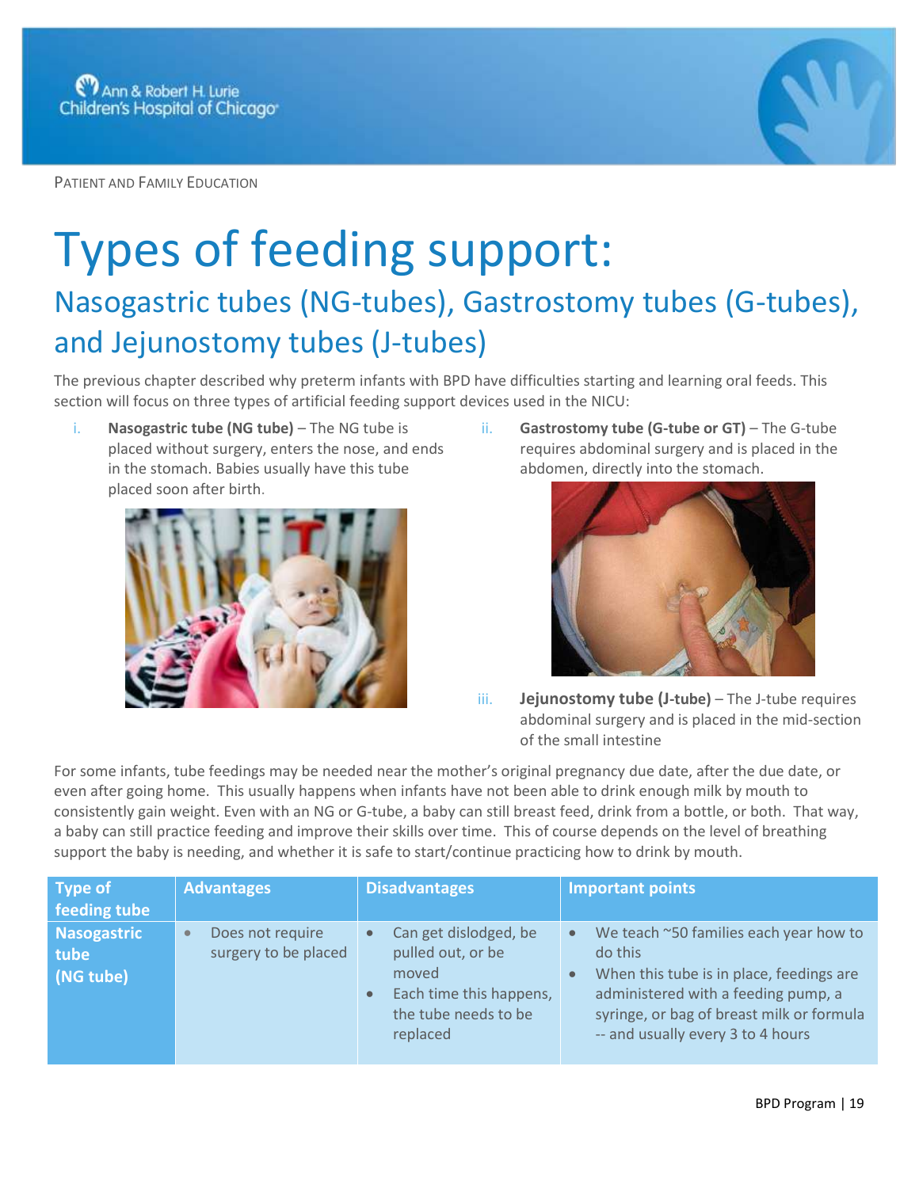PATIENT AND FAMILY EDUCATION

# Types of feeding support:

## Nasogastric tubes (NG-tubes), Gastrostomy tubes (G-tubes), and Jejunostomy tubes (J-tubes)

The previous chapter described why preterm infants with BPD have difficulties starting and learning oral feeds. This section will focus on three types of artificial feeding support devices used in the NICU:

i. **Nasogastric tube (NG tube)** – The NG tube is placed without surgery, enters the nose, and ends in the stomach. Babies usually have this tube placed soon after birth.

ii. **Gastrostomy tube (G-tube or GT)** – The G-tube requires abdominal surgery and is placed in the abdomen, directly into the stomach.

iii. **Jejunostomy tube (J-tube)** – The J-tube requires abdominal surgery and is placed in the mid-section of the small intestine

For some infants, tube feedings may be needed near the mother's original pregnancy due date, after the due date, or even after going home. This usually happens when infants have not been able to drink enough milk by mouth to consistently gain weight. Even with an NG or G-tube, a baby can still breast feed, drink from a bottle, or both. That way, a baby can still practice feeding and improve their skills over time. This of course depends on the level of breathing support the baby is needing, and whether it is safe to start/continue practicing how to drink by mouth.

| Type of feeding tube | Advantages | Disadvantages | Important points |
| --- | --- | --- | --- |
| **Nasogastric tube (NG tube)** | • Does not require surgery to be placed | • Can get dislodged, be pulled out, or be moved<br>• Each time this happens, the tube needs to be replaced | • We teach ~50 families each year how to do this<br>• When this tube is in place, feedings are administered with a feeding pump, a syringe, or bag of breast milk or formula -- and usually every 3 to 4 hours |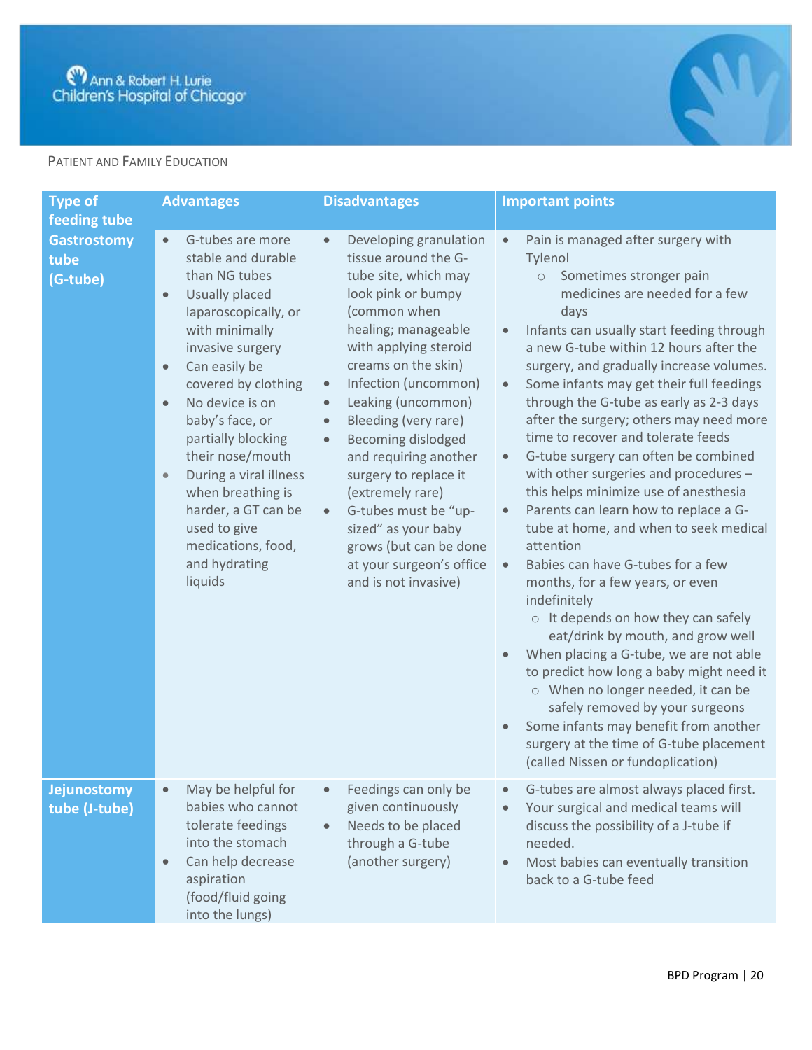Ann & Robert H. Lurie Children's Hospital of Chicago

PATIENT AND FAMILY EDUCATION

| Type of feeding tube | Advantages | Disadvantages | Important points |
|---|---|---|---|
| **Gastrostomy tube (G-tube)** | • G-tubes are more stable and durable than NG tubes<br>• Usually placed laparoscopically, or with minimally invasive surgery<br>• Can easily be covered by clothing<br>• No device is on baby's face, or partially blocking their nose/mouth<br>• During a viral illness when breathing is harder, a GT can be used to give medications, food, and hydrating liquids | • Developing granulation tissue around the G-tube site, which may look pink or bumpy (common when healing; manageable with applying steroid creams on the skin)<br>• Infection (uncommon)<br>• Leaking (uncommon)<br>• Bleeding (very rare)<br>• Becoming dislodged and requiring another surgery to replace it (extremely rare)<br>• G-tubes must be "up-sized" as your baby grows (but can be done at your surgeon's office and is not invasive) | • Pain is managed after surgery with Tylenol<br>  ○ Sometimes stronger pain medicines are needed for a few days<br>• Infants can usually start feeding through a new G-tube within 12 hours after the surgery, and gradually increase volumes.<br>• Some infants may get their full feedings through the G-tube as early as 2-3 days after the surgery; others may need more time to recover and tolerate feeds<br>• G-tube surgery can often be combined with other surgeries and procedures – this helps minimize use of anesthesia<br>• Parents can learn how to replace a G-tube at home, and when to seek medical attention<br>• Babies can have G-tubes for a few months, for a few years, or even indefinitely<br>  ○ It depends on how they can safely eat/drink by mouth, and grow well<br>• When placing a G-tube, we are not able to predict how long a baby might need it<br>  ○ When no longer needed, it can be safely removed by your surgeons<br>• Some infants may benefit from another surgery at the time of G-tube placement (called Nissen or fundoplication) |
| **Jejunostomy tube (J-tube)** | • May be helpful for babies who cannot tolerate feedings into the stomach<br>• Can help decrease aspiration (food/fluid going into the lungs) | • Feedings can only be given continuously<br>• Needs to be placed through a G-tube (another surgery) | • G-tubes are almost always placed first.<br>• Your surgical and medical teams will discuss the possibility of a J-tube if needed.<br>• Most babies can eventually transition back to a G-tube feed |